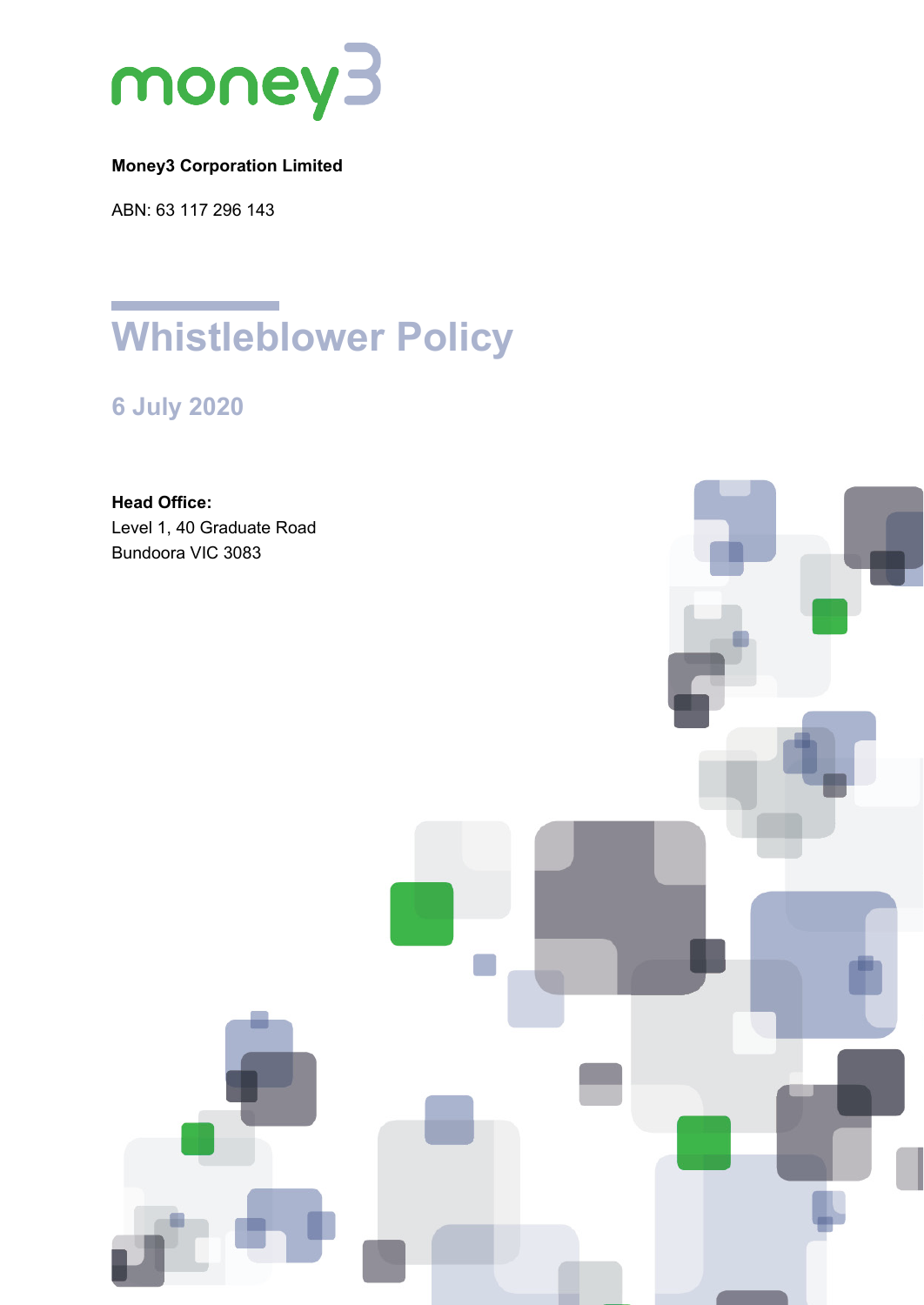money3

**Money3 Corporation Limited**

ABN: 63 117 296 143

# Whistleblower Policy

## 6 July 2020

**Head Office:**
Level 1, 40 Graduate Road
Bundoora VIC 3083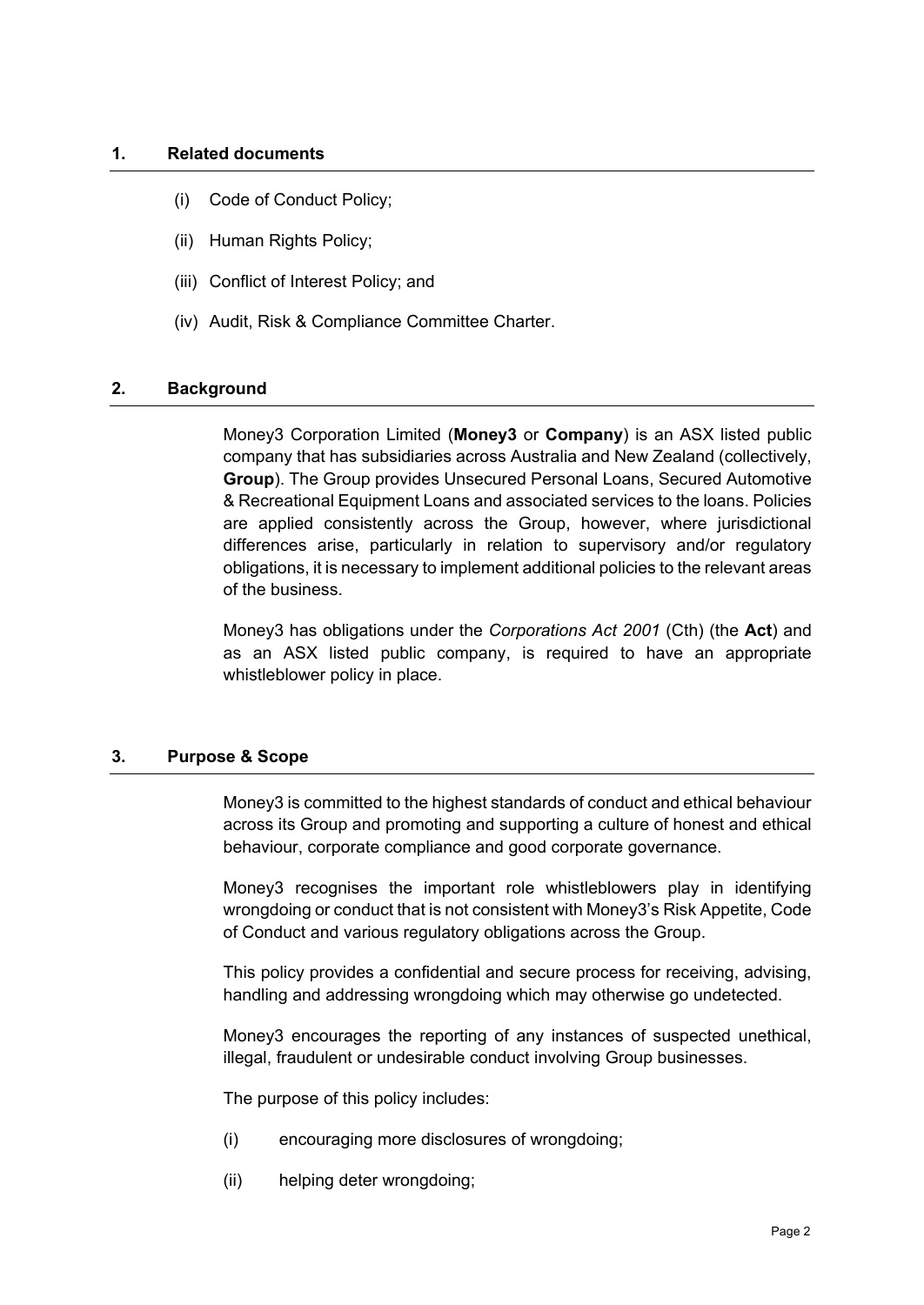## 1. Related documents

(i) Code of Conduct Policy;

(ii) Human Rights Policy;

(iii) Conflict of Interest Policy; and

(iv) Audit, Risk & Compliance Committee Charter.

## 2. Background

Money3 Corporation Limited (**Money3** or **Company**) is an ASX listed public company that has subsidiaries across Australia and New Zealand (collectively, **Group**). The Group provides Unsecured Personal Loans, Secured Automotive & Recreational Equipment Loans and associated services to the loans. Policies are applied consistently across the Group, however, where jurisdictional differences arise, particularly in relation to supervisory and/or regulatory obligations, it is necessary to implement additional policies to the relevant areas of the business.

Money3 has obligations under the *Corporations Act 2001* (Cth) (the **Act**) and as an ASX listed public company, is required to have an appropriate whistleblower policy in place.

## 3. Purpose & Scope

Money3 is committed to the highest standards of conduct and ethical behaviour across its Group and promoting and supporting a culture of honest and ethical behaviour, corporate compliance and good corporate governance.

Money3 recognises the important role whistleblowers play in identifying wrongdoing or conduct that is not consistent with Money3's Risk Appetite, Code of Conduct and various regulatory obligations across the Group.

This policy provides a confidential and secure process for receiving, advising, handling and addressing wrongdoing which may otherwise go undetected.

Money3 encourages the reporting of any instances of suspected unethical, illegal, fraudulent or undesirable conduct involving Group businesses.

The purpose of this policy includes:

(i) encouraging more disclosures of wrongdoing;

(ii) helping deter wrongdoing;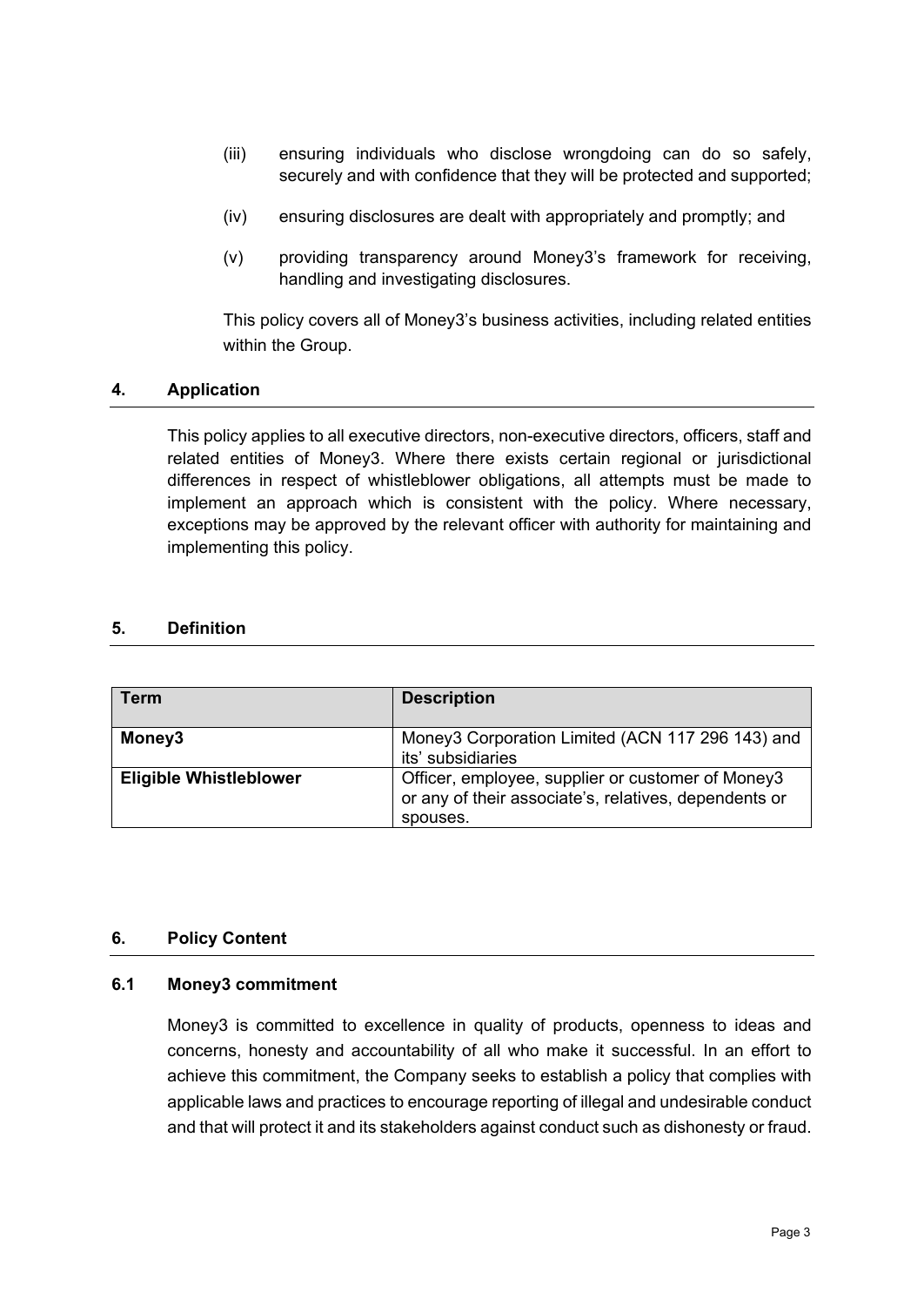(iii) ensuring individuals who disclose wrongdoing can do so safely, securely and with confidence that they will be protected and supported;

(iv) ensuring disclosures are dealt with appropriately and promptly; and

(v) providing transparency around Money3's framework for receiving, handling and investigating disclosures.

This policy covers all of Money3's business activities, including related entities within the Group.

## 4. Application

This policy applies to all executive directors, non-executive directors, officers, staff and related entities of Money3. Where there exists certain regional or jurisdictional differences in respect of whistleblower obligations, all attempts must be made to implement an approach which is consistent with the policy. Where necessary, exceptions may be approved by the relevant officer with authority for maintaining and implementing this policy.

## 5. Definition

| Term | Description |
|---|---|
| **Money3** | Money3 Corporation Limited (ACN 117 296 143) and its' subsidiaries |
| **Eligible Whistleblower** | Officer, employee, supplier or customer of Money3 or any of their associate's, relatives, dependents or spouses. |

## 6. Policy Content

### 6.1 Money3 commitment

Money3 is committed to excellence in quality of products, openness to ideas and concerns, honesty and accountability of all who make it successful. In an effort to achieve this commitment, the Company seeks to establish a policy that complies with applicable laws and practices to encourage reporting of illegal and undesirable conduct and that will protect it and its stakeholders against conduct such as dishonesty or fraud.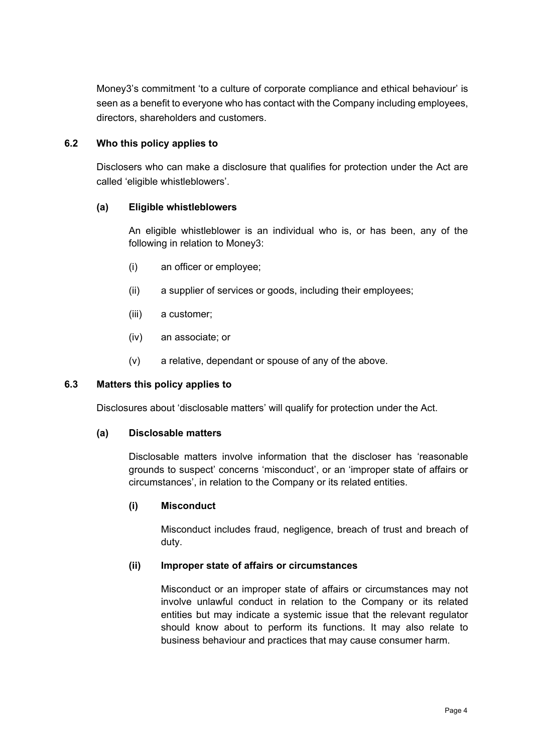Money3's commitment 'to a culture of corporate compliance and ethical behaviour' is seen as a benefit to everyone who has contact with the Company including employees, directors, shareholders and customers.

### 6.2 Who this policy applies to

Disclosers who can make a disclosure that qualifies for protection under the Act are called 'eligible whistleblowers'.

#### (a) Eligible whistleblowers

An eligible whistleblower is an individual who is, or has been, any of the following in relation to Money3:

(i) an officer or employee;

(ii) a supplier of services or goods, including their employees;

(iii) a customer;

(iv) an associate; or

(v) a relative, dependant or spouse of any of the above.

### 6.3 Matters this policy applies to

Disclosures about 'disclosable matters' will qualify for protection under the Act.

#### (a) Disclosable matters

Disclosable matters involve information that the discloser has 'reasonable grounds to suspect' concerns 'misconduct', or an 'improper state of affairs or circumstances', in relation to the Company or its related entities.

##### (i) Misconduct

Misconduct includes fraud, negligence, breach of trust and breach of duty.

##### (ii) Improper state of affairs or circumstances

Misconduct or an improper state of affairs or circumstances may not involve unlawful conduct in relation to the Company or its related entities but may indicate a systemic issue that the relevant regulator should know about to perform its functions. It may also relate to business behaviour and practices that may cause consumer harm.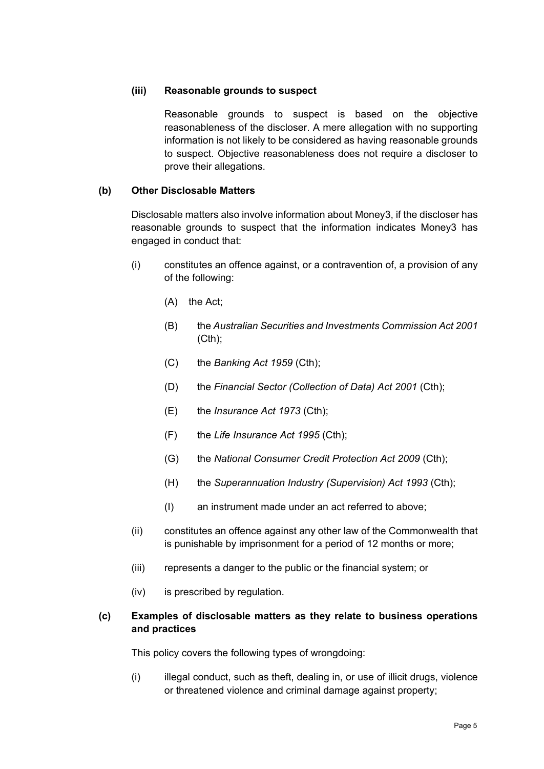**(iii) Reasonable grounds to suspect**

Reasonable grounds to suspect is based on the objective reasonableness of the discloser. A mere allegation with no supporting information is not likely to be considered as having reasonable grounds to suspect. Objective reasonableness does not require a discloser to prove their allegations.

**(b) Other Disclosable Matters**

Disclosable matters also involve information about Money3, if the discloser has reasonable grounds to suspect that the information indicates Money3 has engaged in conduct that:

(i) constitutes an offence against, or a contravention of, a provision of any of the following:

(A) the Act;

(B) the *Australian Securities and Investments Commission Act 2001* (Cth);

(C) the *Banking Act 1959* (Cth);

(D) the *Financial Sector (Collection of Data) Act 2001* (Cth);

(E) the *Insurance Act 1973* (Cth);

(F) the *Life Insurance Act 1995* (Cth);

(G) the *National Consumer Credit Protection Act 2009* (Cth);

(H) the *Superannuation Industry (Supervision) Act 1993* (Cth);

(I) an instrument made under an act referred to above;

(ii) constitutes an offence against any other law of the Commonwealth that is punishable by imprisonment for a period of 12 months or more;

(iii) represents a danger to the public or the financial system; or

(iv) is prescribed by regulation.

**(c) Examples of disclosable matters as they relate to business operations and practices**

This policy covers the following types of wrongdoing:

(i) illegal conduct, such as theft, dealing in, or use of illicit drugs, violence or threatened violence and criminal damage against property;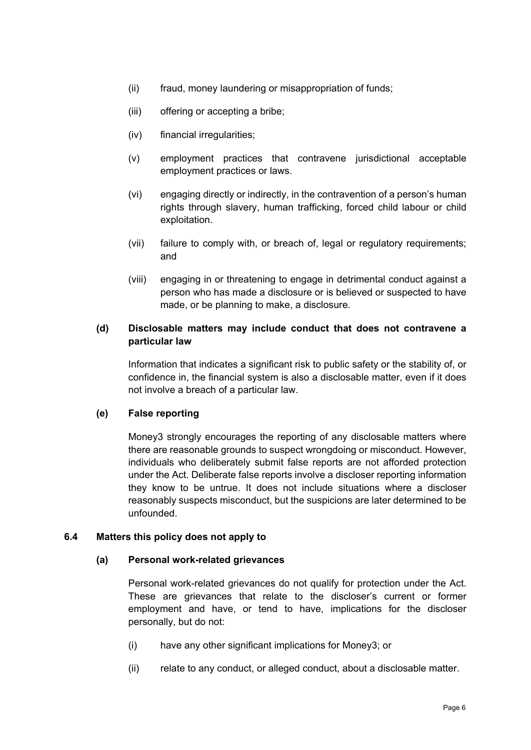(ii) fraud, money laundering or misappropriation of funds;

(iii) offering or accepting a bribe;

(iv) financial irregularities;

(v) employment practices that contravene jurisdictional acceptable employment practices or laws.

(vi) engaging directly or indirectly, in the contravention of a person's human rights through slavery, human trafficking, forced child labour or child exploitation.

(vii) failure to comply with, or breach of, legal or regulatory requirements; and

(viii) engaging in or threatening to engage in detrimental conduct against a person who has made a disclosure or is believed or suspected to have made, or be planning to make, a disclosure.

**(d) Disclosable matters may include conduct that does not contravene a particular law**

Information that indicates a significant risk to public safety or the stability of, or confidence in, the financial system is also a disclosable matter, even if it does not involve a breach of a particular law.

**(e) False reporting**

Money3 strongly encourages the reporting of any disclosable matters where there are reasonable grounds to suspect wrongdoing or misconduct. However, individuals who deliberately submit false reports are not afforded protection under the Act. Deliberate false reports involve a discloser reporting information they know to be untrue. It does not include situations where a discloser reasonably suspects misconduct, but the suspicions are later determined to be unfounded.

### 6.4 Matters this policy does not apply to

**(a) Personal work-related grievances**

Personal work-related grievances do not qualify for protection under the Act. These are grievances that relate to the discloser's current or former employment and have, or tend to have, implications for the discloser personally, but do not:

(i) have any other significant implications for Money3; or

(ii) relate to any conduct, or alleged conduct, about a disclosable matter.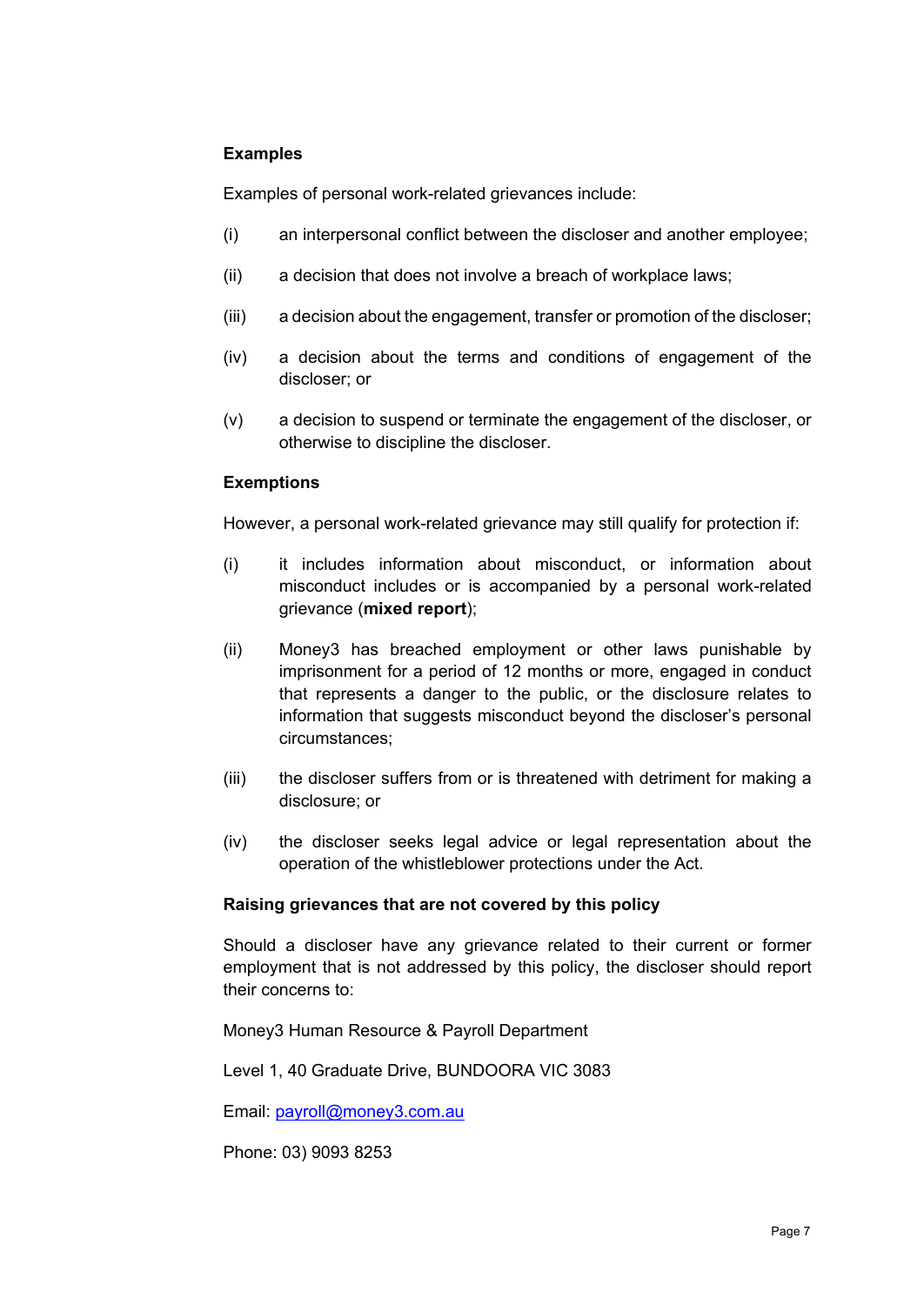**Examples**

Examples of personal work-related grievances include:

(i) an interpersonal conflict between the discloser and another employee;

(ii) a decision that does not involve a breach of workplace laws;

(iii) a decision about the engagement, transfer or promotion of the discloser;

(iv) a decision about the terms and conditions of engagement of the discloser; or

(v) a decision to suspend or terminate the engagement of the discloser, or otherwise to discipline the discloser.

**Exemptions**

However, a personal work-related grievance may still qualify for protection if:

(i) it includes information about misconduct, or information about misconduct includes or is accompanied by a personal work-related grievance (**mixed report**);

(ii) Money3 has breached employment or other laws punishable by imprisonment for a period of 12 months or more, engaged in conduct that represents a danger to the public, or the disclosure relates to information that suggests misconduct beyond the discloser's personal circumstances;

(iii) the discloser suffers from or is threatened with detriment for making a disclosure; or

(iv) the discloser seeks legal advice or legal representation about the operation of the whistleblower protections under the Act.

**Raising grievances that are not covered by this policy**

Should a discloser have any grievance related to their current or former employment that is not addressed by this policy, the discloser should report their concerns to:

Money3 Human Resource & Payroll Department

Level 1, 40 Graduate Drive, BUNDOORA VIC 3083

Email: payroll@money3.com.au

Phone: 03) 9093 8253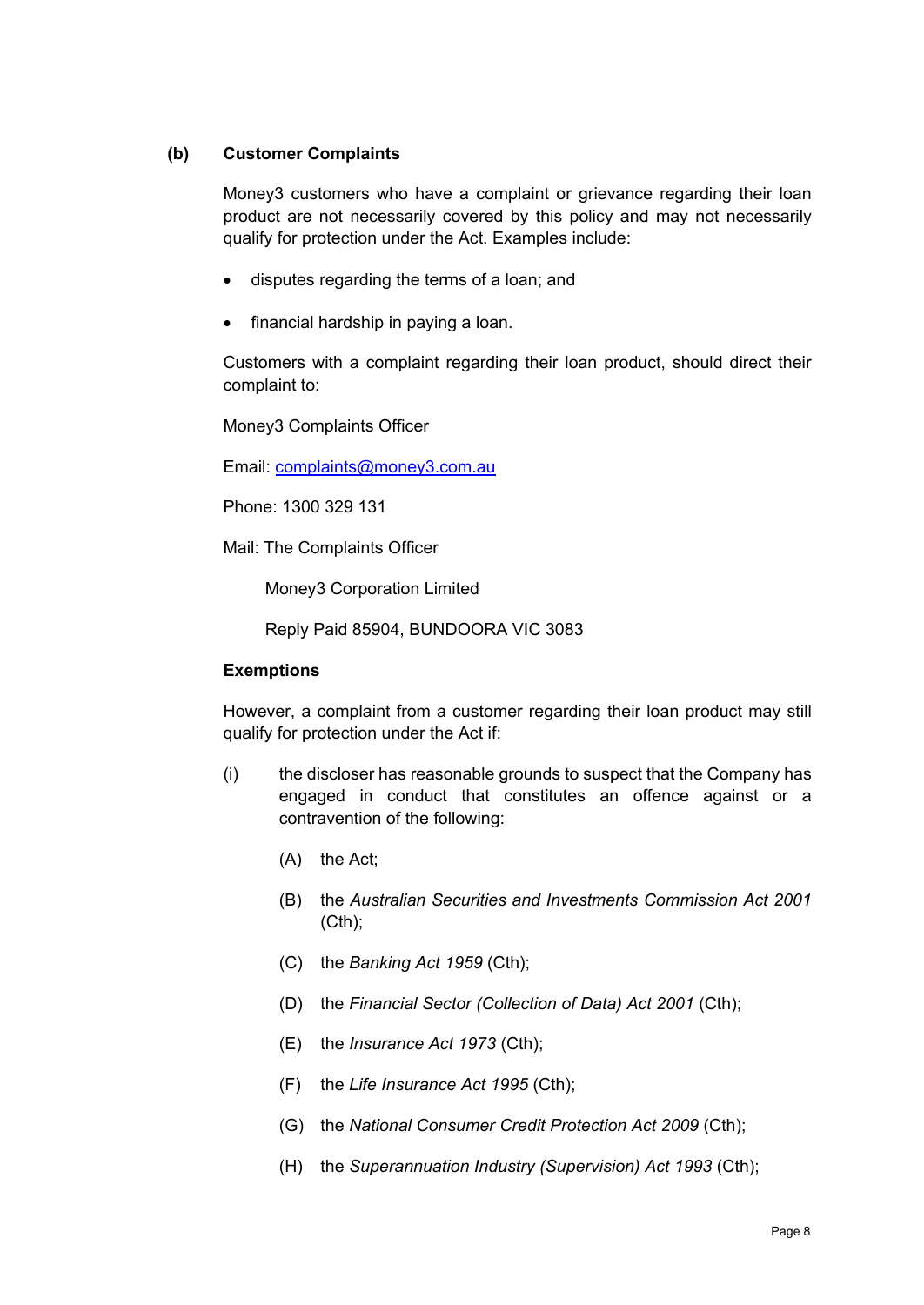### (b) Customer Complaints

Money3 customers who have a complaint or grievance regarding their loan product are not necessarily covered by this policy and may not necessarily qualify for protection under the Act. Examples include:

- disputes regarding the terms of a loan; and
- financial hardship in paying a loan.

Customers with a complaint regarding their loan product, should direct their complaint to:

Money3 Complaints Officer

Email: complaints@money3.com.au

Phone: 1300 329 131

Mail: The Complaints Officer

Money3 Corporation Limited

Reply Paid 85904, BUNDOORA VIC 3083

**Exemptions**

However, a complaint from a customer regarding their loan product may still qualify for protection under the Act if:

(i) the discloser has reasonable grounds to suspect that the Company has engaged in conduct that constitutes an offence against or a contravention of the following:

(A) the Act;

(B) the *Australian Securities and Investments Commission Act 2001* (Cth);

(C) the *Banking Act 1959* (Cth);

(D) the *Financial Sector (Collection of Data) Act 2001* (Cth);

(E) the *Insurance Act 1973* (Cth);

(F) the *Life Insurance Act 1995* (Cth);

(G) the *National Consumer Credit Protection Act 2009* (Cth);

(H) the *Superannuation Industry (Supervision) Act 1993* (Cth);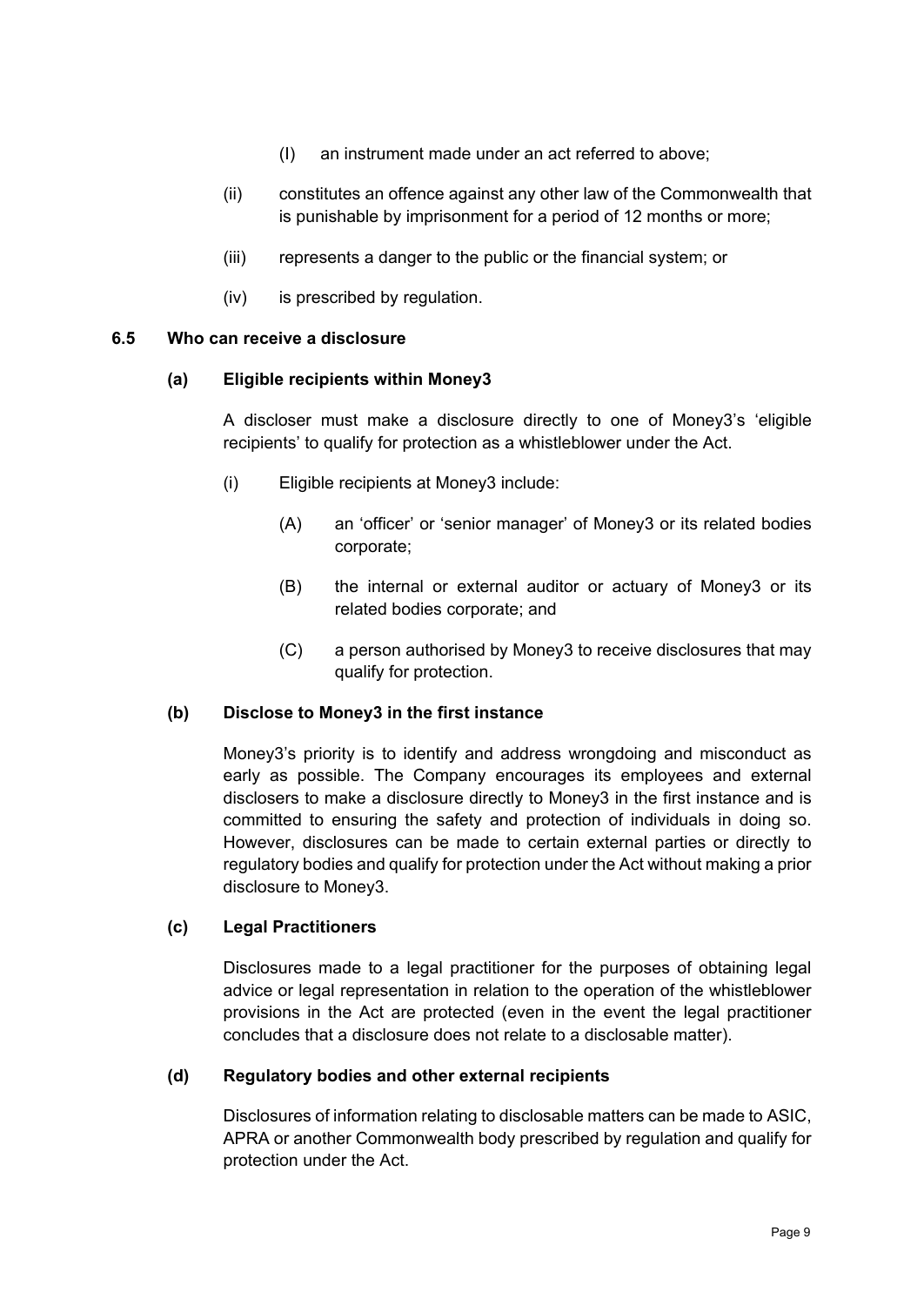(I) an instrument made under an act referred to above;

(ii) constitutes an offence against any other law of the Commonwealth that is punishable by imprisonment for a period of 12 months or more;

(iii) represents a danger to the public or the financial system; or

(iv) is prescribed by regulation.

### 6.5 Who can receive a disclosure

#### (a) Eligible recipients within Money3

A discloser must make a disclosure directly to one of Money3's 'eligible recipients' to qualify for protection as a whistleblower under the Act.

(i) Eligible recipients at Money3 include:

(A) an 'officer' or 'senior manager' of Money3 or its related bodies corporate;

(B) the internal or external auditor or actuary of Money3 or its related bodies corporate; and

(C) a person authorised by Money3 to receive disclosures that may qualify for protection.

#### (b) Disclose to Money3 in the first instance

Money3's priority is to identify and address wrongdoing and misconduct as early as possible. The Company encourages its employees and external disclosers to make a disclosure directly to Money3 in the first instance and is committed to ensuring the safety and protection of individuals in doing so. However, disclosures can be made to certain external parties or directly to regulatory bodies and qualify for protection under the Act without making a prior disclosure to Money3.

#### (c) Legal Practitioners

Disclosures made to a legal practitioner for the purposes of obtaining legal advice or legal representation in relation to the operation of the whistleblower provisions in the Act are protected (even in the event the legal practitioner concludes that a disclosure does not relate to a disclosable matter).

#### (d) Regulatory bodies and other external recipients

Disclosures of information relating to disclosable matters can be made to ASIC, APRA or another Commonwealth body prescribed by regulation and qualify for protection under the Act.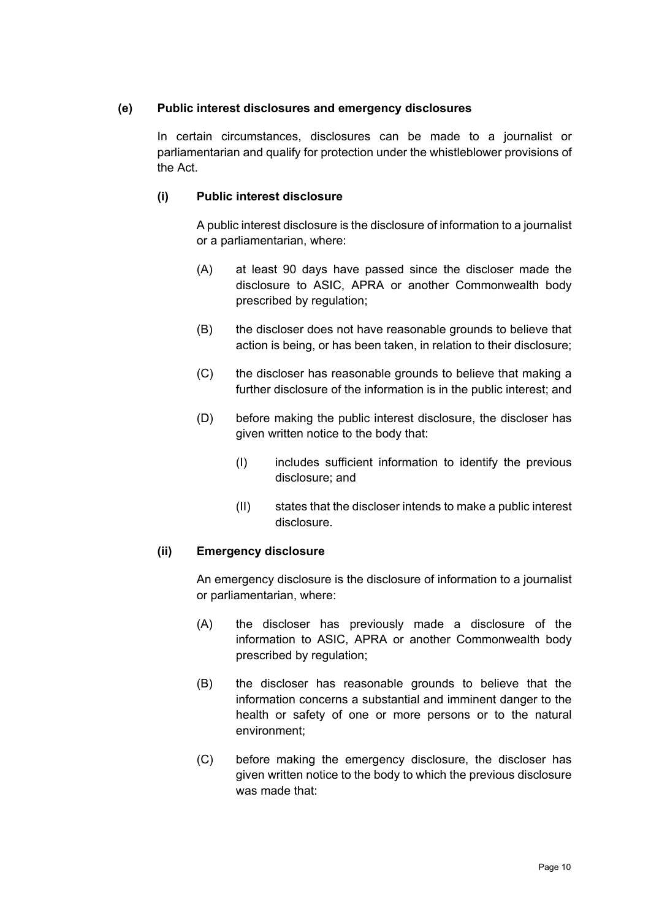### (e) Public interest disclosures and emergency disclosures

In certain circumstances, disclosures can be made to a journalist or parliamentarian and qualify for protection under the whistleblower provisions of the Act.

#### (i) Public interest disclosure

A public interest disclosure is the disclosure of information to a journalist or a parliamentarian, where:

(A) at least 90 days have passed since the discloser made the disclosure to ASIC, APRA or another Commonwealth body prescribed by regulation;

(B) the discloser does not have reasonable grounds to believe that action is being, or has been taken, in relation to their disclosure;

(C) the discloser has reasonable grounds to believe that making a further disclosure of the information is in the public interest; and

(D) before making the public interest disclosure, the discloser has given written notice to the body that:

- (I) includes sufficient information to identify the previous disclosure; and
- (II) states that the discloser intends to make a public interest disclosure.

#### (ii) Emergency disclosure

An emergency disclosure is the disclosure of information to a journalist or parliamentarian, where:

(A) the discloser has previously made a disclosure of the information to ASIC, APRA or another Commonwealth body prescribed by regulation;

(B) the discloser has reasonable grounds to believe that the information concerns a substantial and imminent danger to the health or safety of one or more persons or to the natural environment;

(C) before making the emergency disclosure, the discloser has given written notice to the body to which the previous disclosure was made that: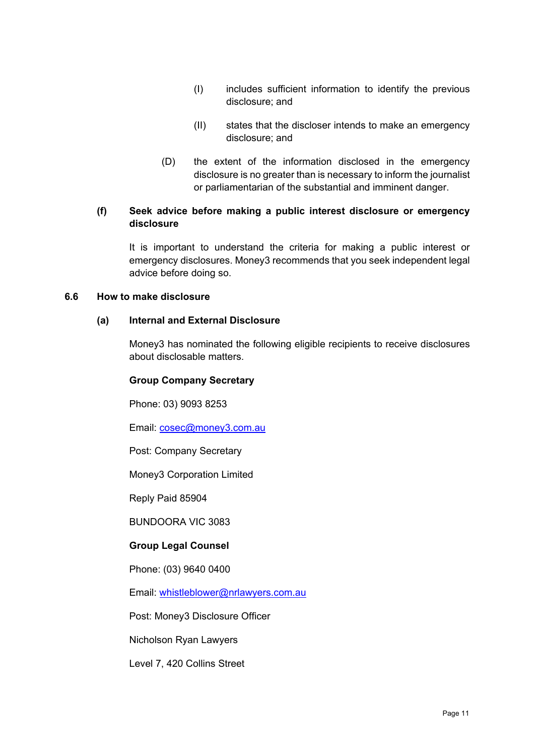(I) includes sufficient information to identify the previous disclosure; and

(II) states that the discloser intends to make an emergency disclosure; and

(D) the extent of the information disclosed in the emergency disclosure is no greater than is necessary to inform the journalist or parliamentarian of the substantial and imminent danger.

**(f) Seek advice before making a public interest disclosure or emergency disclosure**

It is important to understand the criteria for making a public interest or emergency disclosures. Money3 recommends that you seek independent legal advice before doing so.

## 6.6 How to make disclosure

**(a) Internal and External Disclosure**

Money3 has nominated the following eligible recipients to receive disclosures about disclosable matters.

**Group Company Secretary**

Phone: 03) 9093 8253

Email: cosec@money3.com.au

Post: Company Secretary

Money3 Corporation Limited

Reply Paid 85904

BUNDOORA VIC 3083

**Group Legal Counsel**

Phone: (03) 9640 0400

Email: whistleblower@nrlawyers.com.au

Post: Money3 Disclosure Officer

Nicholson Ryan Lawyers

Level 7, 420 Collins Street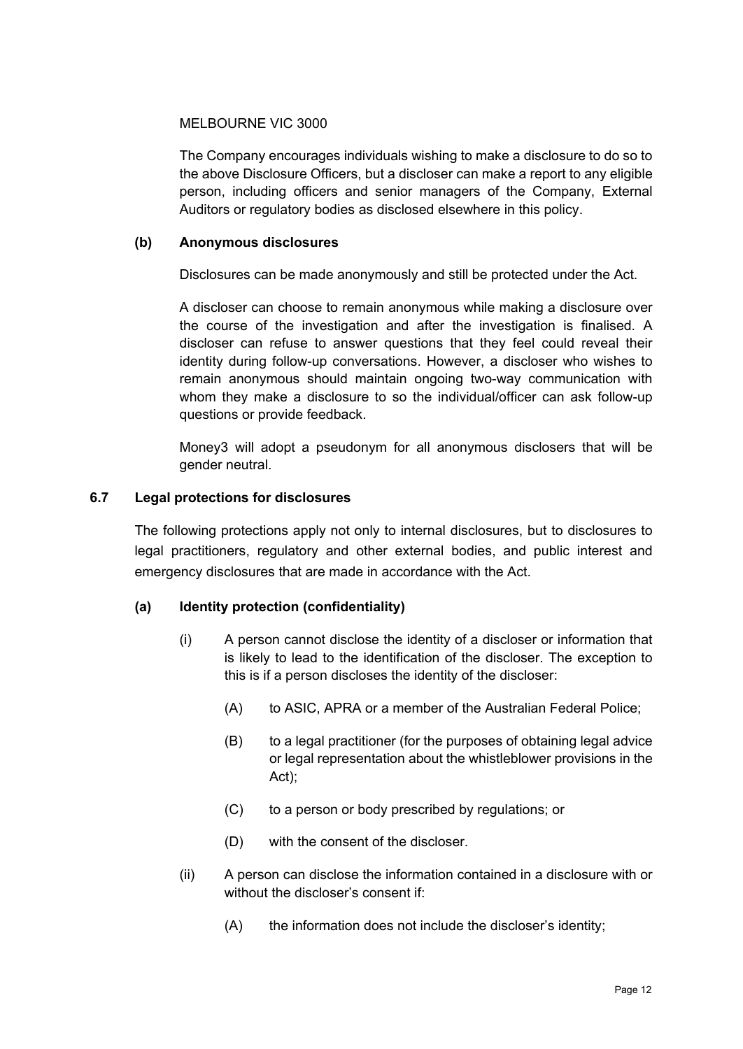MELBOURNE VIC 3000

The Company encourages individuals wishing to make a disclosure to do so to the above Disclosure Officers, but a discloser can make a report to any eligible person, including officers and senior managers of the Company, External Auditors or regulatory bodies as disclosed elsewhere in this policy.

**(b) Anonymous disclosures**

Disclosures can be made anonymously and still be protected under the Act.

A discloser can choose to remain anonymous while making a disclosure over the course of the investigation and after the investigation is finalised. A discloser can refuse to answer questions that they feel could reveal their identity during follow-up conversations. However, a discloser who wishes to remain anonymous should maintain ongoing two-way communication with whom they make a disclosure to so the individual/officer can ask follow-up questions or provide feedback.

Money3 will adopt a pseudonym for all anonymous disclosers that will be gender neutral.

### 6.7 Legal protections for disclosures

The following protections apply not only to internal disclosures, but to disclosures to legal practitioners, regulatory and other external bodies, and public interest and emergency disclosures that are made in accordance with the Act.

**(a) Identity protection (confidentiality)**

(i) A person cannot disclose the identity of a discloser or information that is likely to lead to the identification of the discloser. The exception to this is if a person discloses the identity of the discloser:

(A) to ASIC, APRA or a member of the Australian Federal Police;

(B) to a legal practitioner (for the purposes of obtaining legal advice or legal representation about the whistleblower provisions in the Act);

(C) to a person or body prescribed by regulations; or

(D) with the consent of the discloser.

(ii) A person can disclose the information contained in a disclosure with or without the discloser's consent if:

(A) the information does not include the discloser's identity;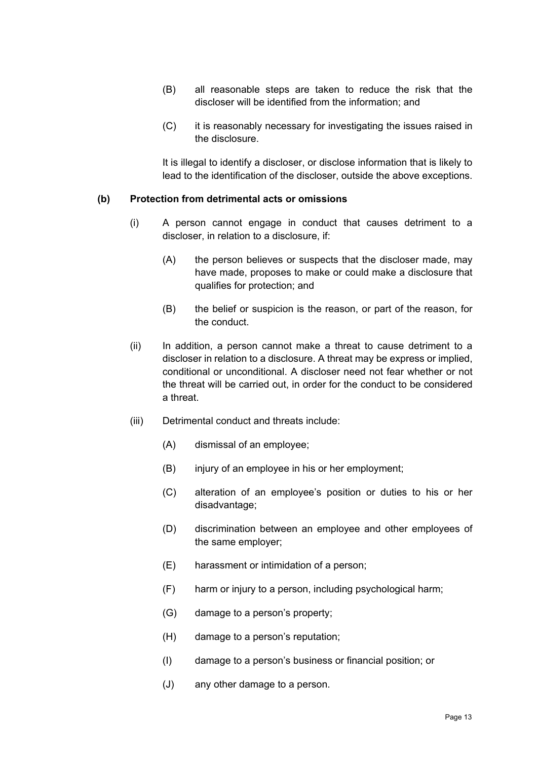(B) all reasonable steps are taken to reduce the risk that the discloser will be identified from the information; and

(C) it is reasonably necessary for investigating the issues raised in the disclosure.

It is illegal to identify a discloser, or disclose information that is likely to lead to the identification of the discloser, outside the above exceptions.

**(b) Protection from detrimental acts or omissions**

(i) A person cannot engage in conduct that causes detriment to a discloser, in relation to a disclosure, if:

(A) the person believes or suspects that the discloser made, may have made, proposes to make or could make a disclosure that qualifies for protection; and

(B) the belief or suspicion is the reason, or part of the reason, for the conduct.

(ii) In addition, a person cannot make a threat to cause detriment to a discloser in relation to a disclosure. A threat may be express or implied, conditional or unconditional. A discloser need not fear whether or not the threat will be carried out, in order for the conduct to be considered a threat.

(iii) Detrimental conduct and threats include:

(A) dismissal of an employee;

(B) injury of an employee in his or her employment;

(C) alteration of an employee's position or duties to his or her disadvantage;

(D) discrimination between an employee and other employees of the same employer;

(E) harassment or intimidation of a person;

(F) harm or injury to a person, including psychological harm;

(G) damage to a person's property;

(H) damage to a person's reputation;

(I) damage to a person's business or financial position; or

(J) any other damage to a person.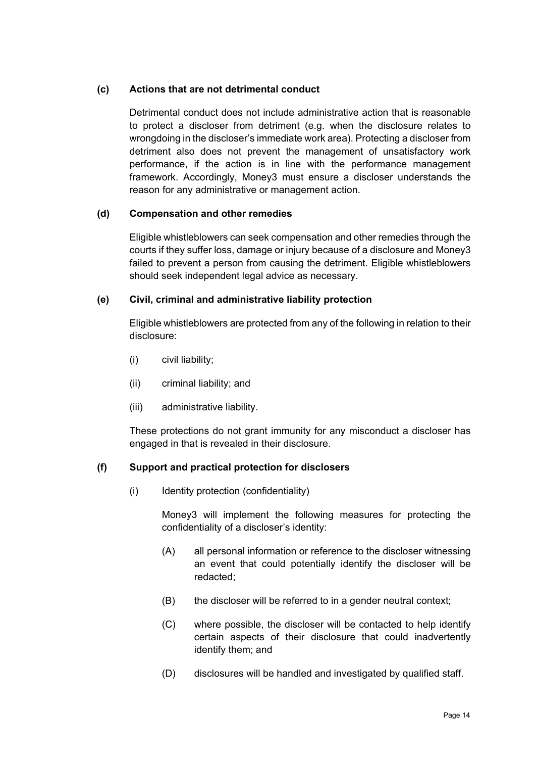**(c) Actions that are not detrimental conduct**

Detrimental conduct does not include administrative action that is reasonable to protect a discloser from detriment (e.g. when the disclosure relates to wrongdoing in the discloser's immediate work area). Protecting a discloser from detriment also does not prevent the management of unsatisfactory work performance, if the action is in line with the performance management framework. Accordingly, Money3 must ensure a discloser understands the reason for any administrative or management action.

**(d) Compensation and other remedies**

Eligible whistleblowers can seek compensation and other remedies through the courts if they suffer loss, damage or injury because of a disclosure and Money3 failed to prevent a person from causing the detriment. Eligible whistleblowers should seek independent legal advice as necessary.

**(e) Civil, criminal and administrative liability protection**

Eligible whistleblowers are protected from any of the following in relation to their disclosure:

(i) civil liability;

(ii) criminal liability; and

(iii) administrative liability.

These protections do not grant immunity for any misconduct a discloser has engaged in that is revealed in their disclosure.

**(f) Support and practical protection for disclosers**

(i) Identity protection (confidentiality)

Money3 will implement the following measures for protecting the confidentiality of a discloser's identity:

(A) all personal information or reference to the discloser witnessing an event that could potentially identify the discloser will be redacted;

(B) the discloser will be referred to in a gender neutral context;

(C) where possible, the discloser will be contacted to help identify certain aspects of their disclosure that could inadvertently identify them; and

(D) disclosures will be handled and investigated by qualified staff.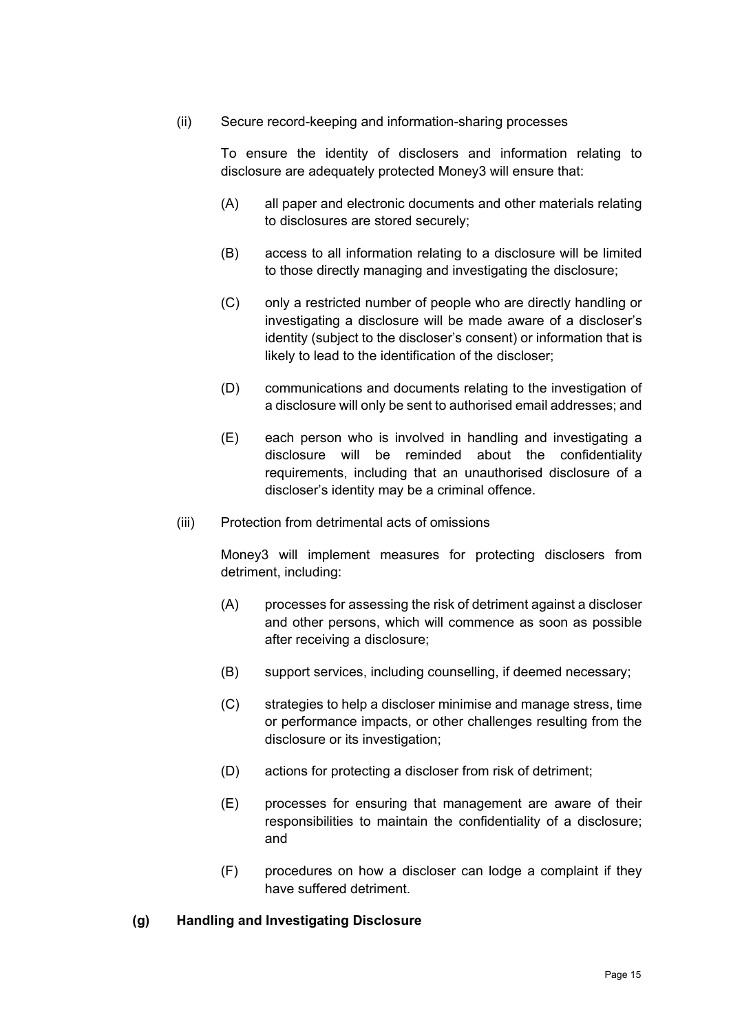(ii) Secure record-keeping and information-sharing processes

To ensure the identity of disclosers and information relating to disclosure are adequately protected Money3 will ensure that:

(A) all paper and electronic documents and other materials relating to disclosures are stored securely;

(B) access to all information relating to a disclosure will be limited to those directly managing and investigating the disclosure;

(C) only a restricted number of people who are directly handling or investigating a disclosure will be made aware of a discloser's identity (subject to the discloser's consent) or information that is likely to lead to the identification of the discloser;

(D) communications and documents relating to the investigation of a disclosure will only be sent to authorised email addresses; and

(E) each person who is involved in handling and investigating a disclosure will be reminded about the confidentiality requirements, including that an unauthorised disclosure of a discloser's identity may be a criminal offence.

(iii) Protection from detrimental acts of omissions

Money3 will implement measures for protecting disclosers from detriment, including:

(A) processes for assessing the risk of detriment against a discloser and other persons, which will commence as soon as possible after receiving a disclosure;

(B) support services, including counselling, if deemed necessary;

(C) strategies to help a discloser minimise and manage stress, time or performance impacts, or other challenges resulting from the disclosure or its investigation;

(D) actions for protecting a discloser from risk of detriment;

(E) processes for ensuring that management are aware of their responsibilities to maintain the confidentiality of a disclosure; and

(F) procedures on how a discloser can lodge a complaint if they have suffered detriment.

**(g) Handling and Investigating Disclosure**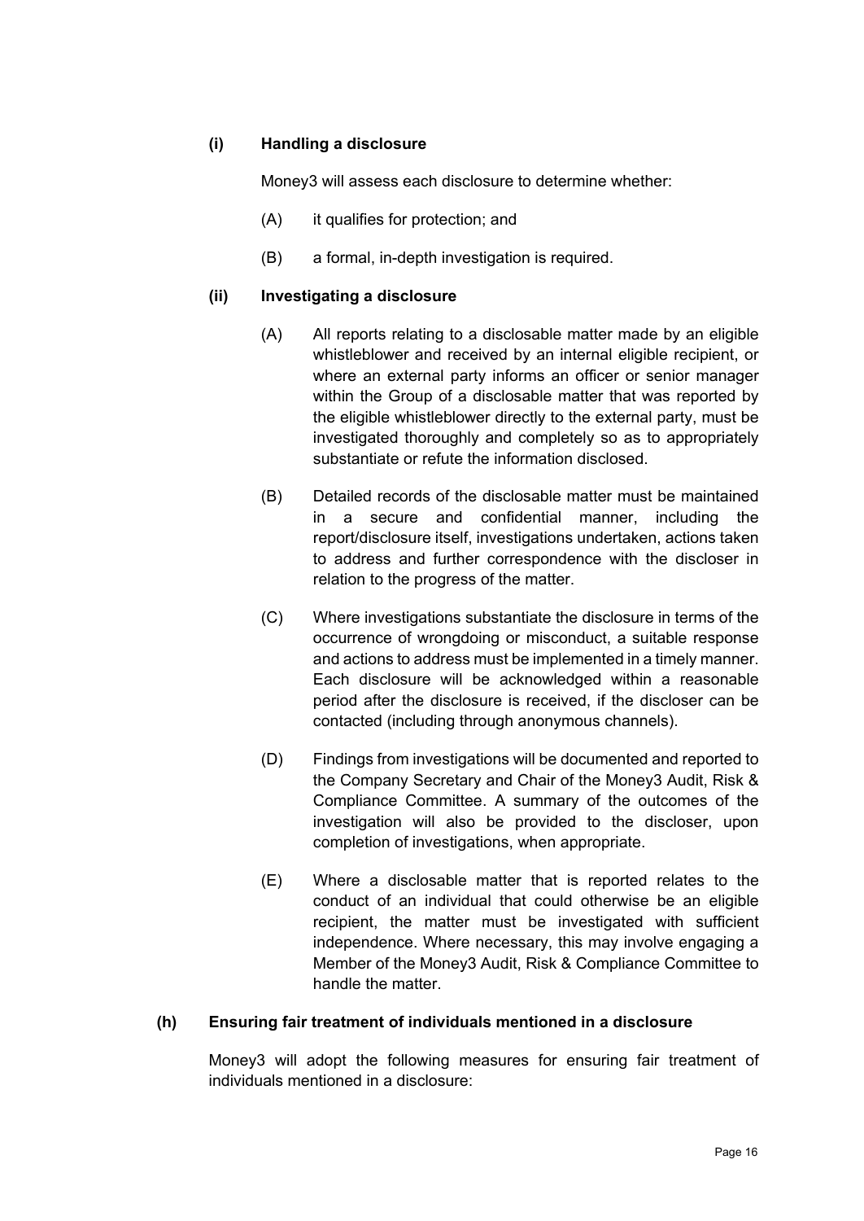**(i) Handling a disclosure**

Money3 will assess each disclosure to determine whether:

(A) it qualifies for protection; and

(B) a formal, in-depth investigation is required.

**(ii) Investigating a disclosure**

(A) All reports relating to a disclosable matter made by an eligible whistleblower and received by an internal eligible recipient, or where an external party informs an officer or senior manager within the Group of a disclosable matter that was reported by the eligible whistleblower directly to the external party, must be investigated thoroughly and completely so as to appropriately substantiate or refute the information disclosed.

(B) Detailed records of the disclosable matter must be maintained in a secure and confidential manner, including the report/disclosure itself, investigations undertaken, actions taken to address and further correspondence with the discloser in relation to the progress of the matter.

(C) Where investigations substantiate the disclosure in terms of the occurrence of wrongdoing or misconduct, a suitable response and actions to address must be implemented in a timely manner. Each disclosure will be acknowledged within a reasonable period after the disclosure is received, if the discloser can be contacted (including through anonymous channels).

(D) Findings from investigations will be documented and reported to the Company Secretary and Chair of the Money3 Audit, Risk & Compliance Committee. A summary of the outcomes of the investigation will also be provided to the discloser, upon completion of investigations, when appropriate.

(E) Where a disclosable matter that is reported relates to the conduct of an individual that could otherwise be an eligible recipient, the matter must be investigated with sufficient independence. Where necessary, this may involve engaging a Member of the Money3 Audit, Risk & Compliance Committee to handle the matter.

**(h) Ensuring fair treatment of individuals mentioned in a disclosure**

Money3 will adopt the following measures for ensuring fair treatment of individuals mentioned in a disclosure: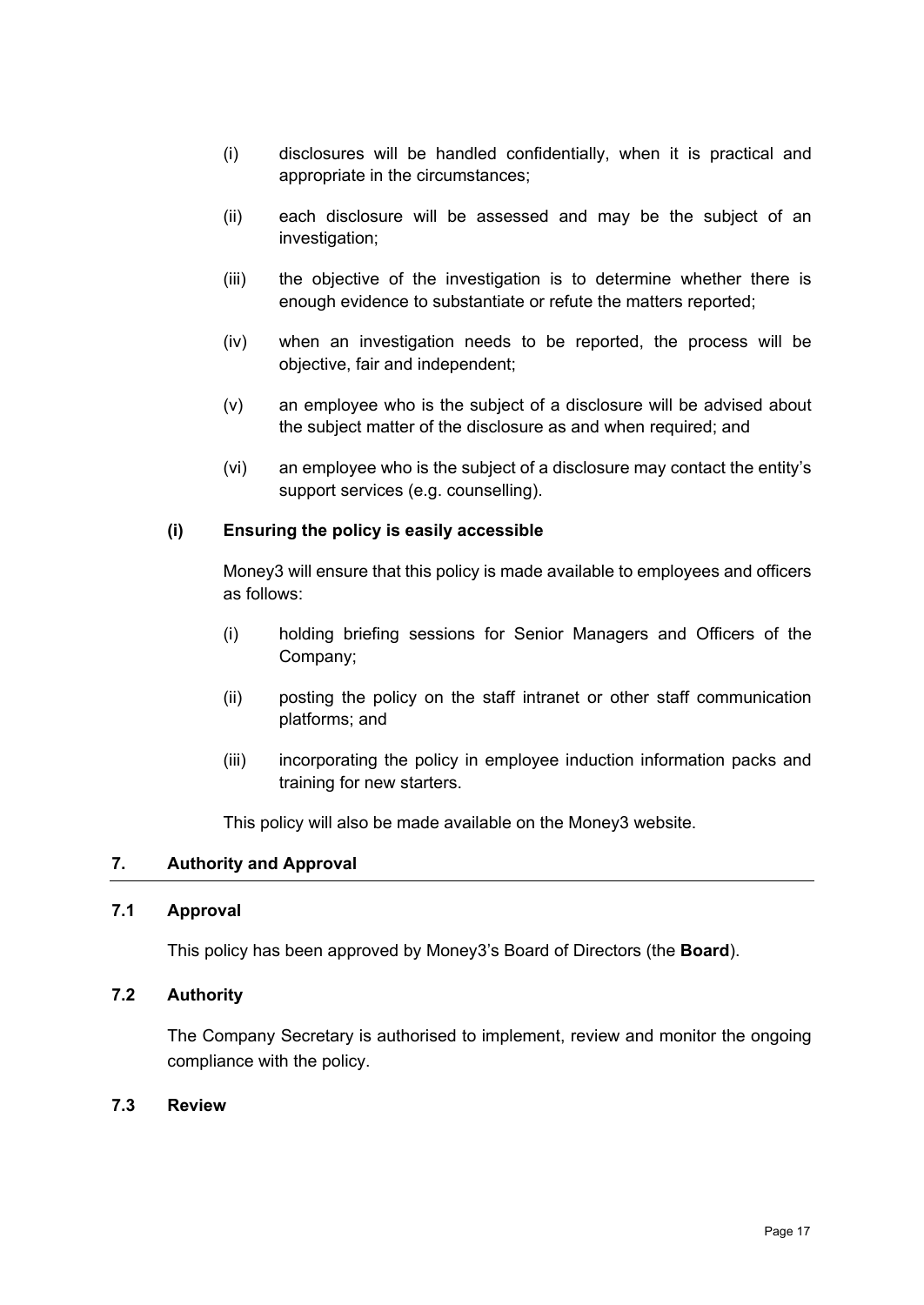(i) disclosures will be handled confidentially, when it is practical and appropriate in the circumstances;

(ii) each disclosure will be assessed and may be the subject of an investigation;

(iii) the objective of the investigation is to determine whether there is enough evidence to substantiate or refute the matters reported;

(iv) when an investigation needs to be reported, the process will be objective, fair and independent;

(v) an employee who is the subject of a disclosure will be advised about the subject matter of the disclosure as and when required; and

(vi) an employee who is the subject of a disclosure may contact the entity's support services (e.g. counselling).

**(i) Ensuring the policy is easily accessible**

Money3 will ensure that this policy is made available to employees and officers as follows:

(i) holding briefing sessions for Senior Managers and Officers of the Company;

(ii) posting the policy on the staff intranet or other staff communication platforms; and

(iii) incorporating the policy in employee induction information packs and training for new starters.

This policy will also be made available on the Money3 website.

## 7. Authority and Approval

### 7.1 Approval

This policy has been approved by Money3's Board of Directors (the **Board**).

### 7.2 Authority

The Company Secretary is authorised to implement, review and monitor the ongoing compliance with the policy.

### 7.3 Review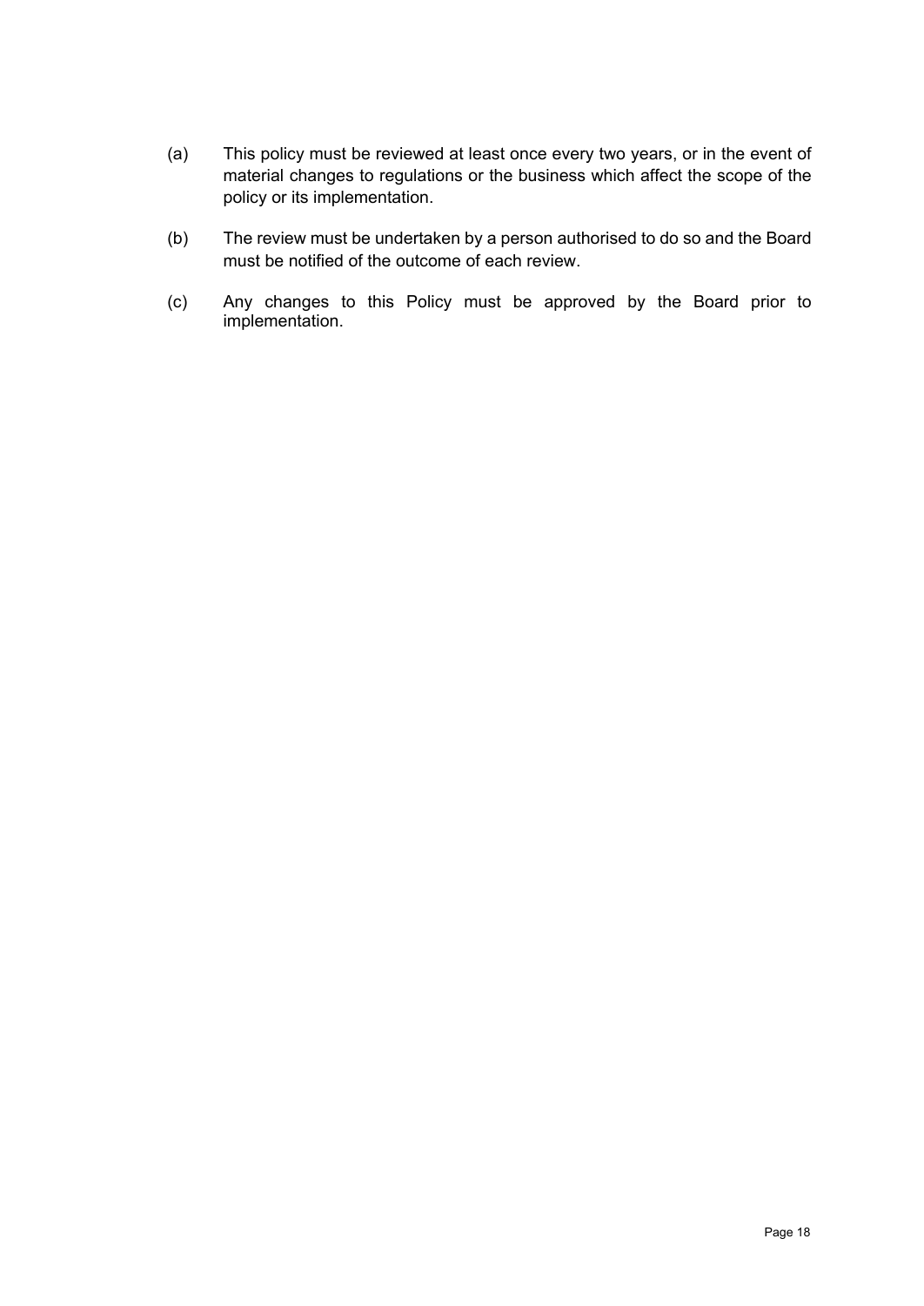(a) This policy must be reviewed at least once every two years, or in the event of material changes to regulations or the business which affect the scope of the policy or its implementation.

(b) The review must be undertaken by a person authorised to do so and the Board must be notified of the outcome of each review.

(c) Any changes to this Policy must be approved by the Board prior to implementation.